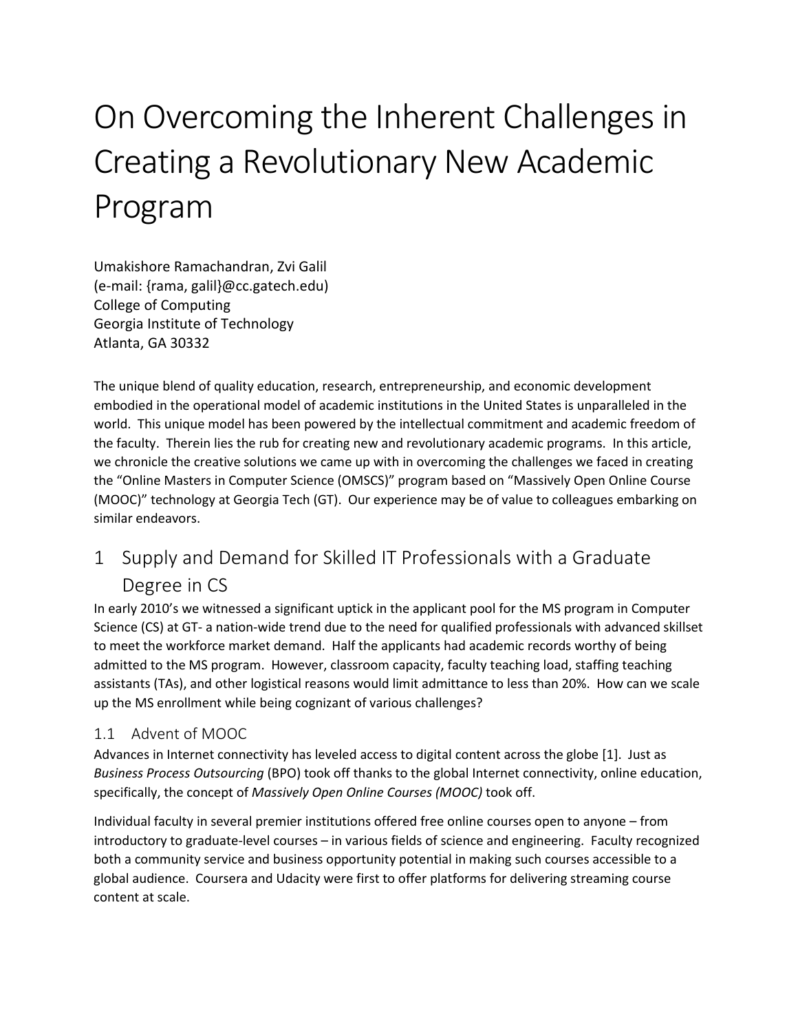# On Overcoming the Inherent Challenges in Creating a Revolutionary New Academic Program

Umakishore Ramachandran, Zvi Galil
(e-mail: {rama, galil}@cc.gatech.edu)
College of Computing
Georgia Institute of Technology
Atlanta, GA 30332

The unique blend of quality education, research, entrepreneurship, and economic development embodied in the operational model of academic institutions in the United States is unparalleled in the world. This unique model has been powered by the intellectual commitment and academic freedom of the faculty. Therein lies the rub for creating new and revolutionary academic programs. In this article, we chronicle the creative solutions we came up with in overcoming the challenges we faced in creating the "Online Masters in Computer Science (OMSCS)" program based on "Massively Open Online Course (MOOC)" technology at Georgia Tech (GT). Our experience may be of value to colleagues embarking on similar endeavors.

## 1 Supply and Demand for Skilled IT Professionals with a Graduate Degree in CS

In early 2010's we witnessed a significant uptick in the applicant pool for the MS program in Computer Science (CS) at GT- a nation-wide trend due to the need for qualified professionals with advanced skillset to meet the workforce market demand. Half the applicants had academic records worthy of being admitted to the MS program. However, classroom capacity, faculty teaching load, staffing teaching assistants (TAs), and other logistical reasons would limit admittance to less than 20%. How can we scale up the MS enrollment while being cognizant of various challenges?

### 1.1 Advent of MOOC

Advances in Internet connectivity has leveled access to digital content across the globe [1]. Just as *Business Process Outsourcing* (BPO) took off thanks to the global Internet connectivity, online education, specifically, the concept of *Massively Open Online Courses (MOOC)* took off.

Individual faculty in several premier institutions offered free online courses open to anyone – from introductory to graduate-level courses – in various fields of science and engineering. Faculty recognized both a community service and business opportunity potential in making such courses accessible to a global audience. Coursera and Udacity were first to offer platforms for delivering streaming course content at scale.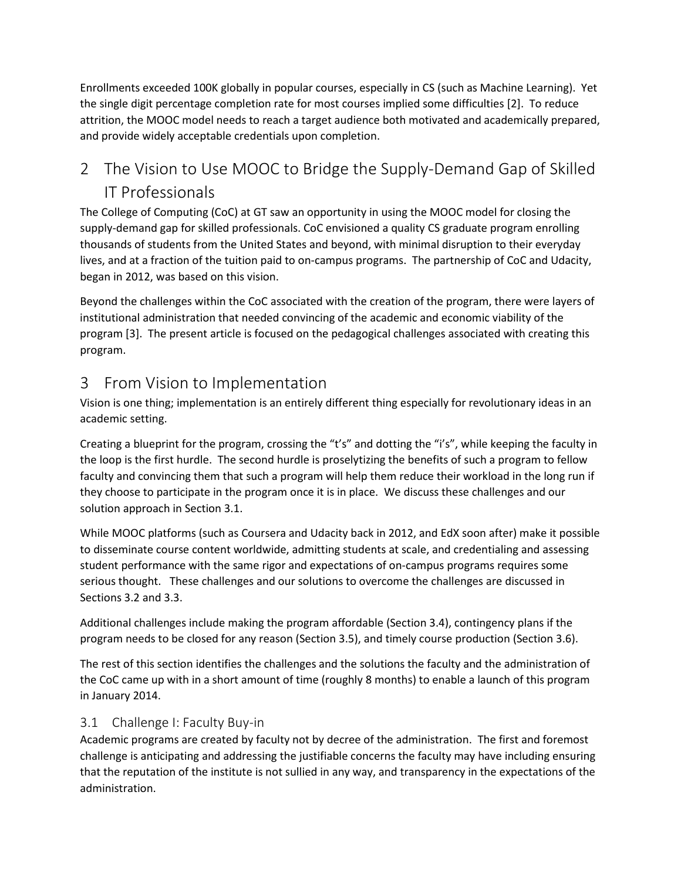Enrollments exceeded 100K globally in popular courses, especially in CS (such as Machine Learning). Yet the single digit percentage completion rate for most courses implied some difficulties [2]. To reduce attrition, the MOOC model needs to reach a target audience both motivated and academically prepared, and provide widely acceptable credentials upon completion.

## 2 The Vision to Use MOOC to Bridge the Supply-Demand Gap of Skilled IT Professionals

The College of Computing (CoC) at GT saw an opportunity in using the MOOC model for closing the supply-demand gap for skilled professionals. CoC envisioned a quality CS graduate program enrolling thousands of students from the United States and beyond, with minimal disruption to their everyday lives, and at a fraction of the tuition paid to on-campus programs. The partnership of CoC and Udacity, began in 2012, was based on this vision.

Beyond the challenges within the CoC associated with the creation of the program, there were layers of institutional administration that needed convincing of the academic and economic viability of the program [3]. The present article is focused on the pedagogical challenges associated with creating this program.

## 3 From Vision to Implementation

Vision is one thing; implementation is an entirely different thing especially for revolutionary ideas in an academic setting.

Creating a blueprint for the program, crossing the "t's" and dotting the "i's", while keeping the faculty in the loop is the first hurdle. The second hurdle is proselytizing the benefits of such a program to fellow faculty and convincing them that such a program will help them reduce their workload in the long run if they choose to participate in the program once it is in place. We discuss these challenges and our solution approach in Section 3.1.

While MOOC platforms (such as Coursera and Udacity back in 2012, and EdX soon after) make it possible to disseminate course content worldwide, admitting students at scale, and credentialing and assessing student performance with the same rigor and expectations of on-campus programs requires some serious thought. These challenges and our solutions to overcome the challenges are discussed in Sections 3.2 and 3.3.

Additional challenges include making the program affordable (Section 3.4), contingency plans if the program needs to be closed for any reason (Section 3.5), and timely course production (Section 3.6).

The rest of this section identifies the challenges and the solutions the faculty and the administration of the CoC came up with in a short amount of time (roughly 8 months) to enable a launch of this program in January 2014.

### 3.1 Challenge I: Faculty Buy-in

Academic programs are created by faculty not by decree of the administration. The first and foremost challenge is anticipating and addressing the justifiable concerns the faculty may have including ensuring that the reputation of the institute is not sullied in any way, and transparency in the expectations of the administration.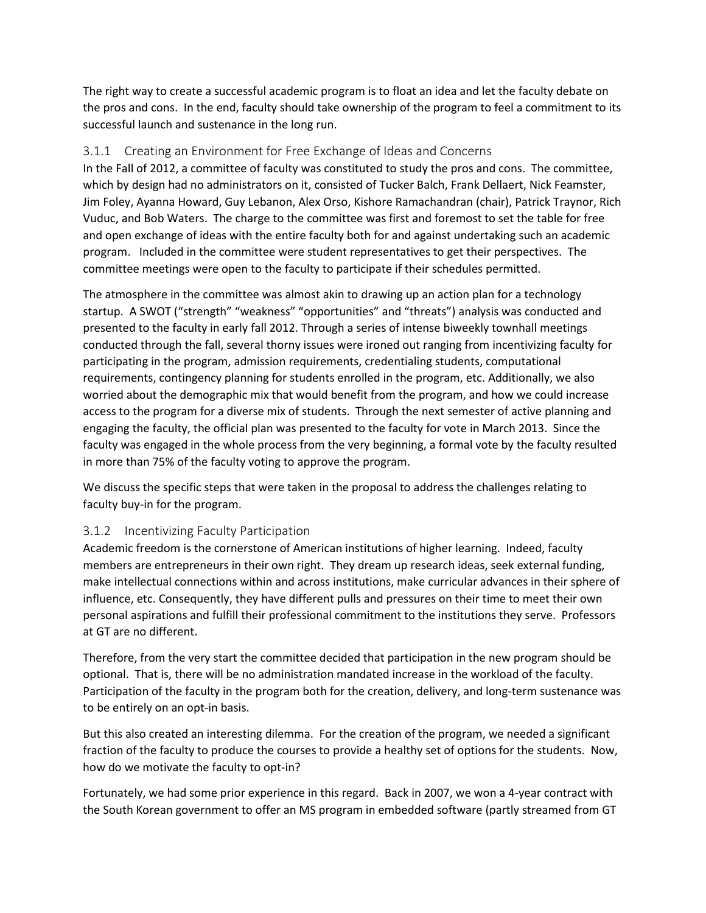The right way to create a successful academic program is to float an idea and let the faculty debate on the pros and cons. In the end, faculty should take ownership of the program to feel a commitment to its successful launch and sustenance in the long run.

### 3.1.1 Creating an Environment for Free Exchange of Ideas and Concerns

In the Fall of 2012, a committee of faculty was constituted to study the pros and cons. The committee, which by design had no administrators on it, consisted of Tucker Balch, Frank Dellaert, Nick Feamster, Jim Foley, Ayanna Howard, Guy Lebanon, Alex Orso, Kishore Ramachandran (chair), Patrick Traynor, Rich Vuduc, and Bob Waters. The charge to the committee was first and foremost to set the table for free and open exchange of ideas with the entire faculty both for and against undertaking such an academic program. Included in the committee were student representatives to get their perspectives. The committee meetings were open to the faculty to participate if their schedules permitted.

The atmosphere in the committee was almost akin to drawing up an action plan for a technology startup. A SWOT ("strength" "weakness" "opportunities" and "threats") analysis was conducted and presented to the faculty in early fall 2012. Through a series of intense biweekly townhall meetings conducted through the fall, several thorny issues were ironed out ranging from incentivizing faculty for participating in the program, admission requirements, credentialing students, computational requirements, contingency planning for students enrolled in the program, etc. Additionally, we also worried about the demographic mix that would benefit from the program, and how we could increase access to the program for a diverse mix of students. Through the next semester of active planning and engaging the faculty, the official plan was presented to the faculty for vote in March 2013. Since the faculty was engaged in the whole process from the very beginning, a formal vote by the faculty resulted in more than 75% of the faculty voting to approve the program.

We discuss the specific steps that were taken in the proposal to address the challenges relating to faculty buy-in for the program.

### 3.1.2 Incentivizing Faculty Participation

Academic freedom is the cornerstone of American institutions of higher learning. Indeed, faculty members are entrepreneurs in their own right. They dream up research ideas, seek external funding, make intellectual connections within and across institutions, make curricular advances in their sphere of influence, etc. Consequently, they have different pulls and pressures on their time to meet their own personal aspirations and fulfill their professional commitment to the institutions they serve. Professors at GT are no different.

Therefore, from the very start the committee decided that participation in the new program should be optional. That is, there will be no administration mandated increase in the workload of the faculty. Participation of the faculty in the program both for the creation, delivery, and long-term sustenance was to be entirely on an opt-in basis.

But this also created an interesting dilemma. For the creation of the program, we needed a significant fraction of the faculty to produce the courses to provide a healthy set of options for the students. Now, how do we motivate the faculty to opt-in?

Fortunately, we had some prior experience in this regard. Back in 2007, we won a 4-year contract with the South Korean government to offer an MS program in embedded software (partly streamed from GT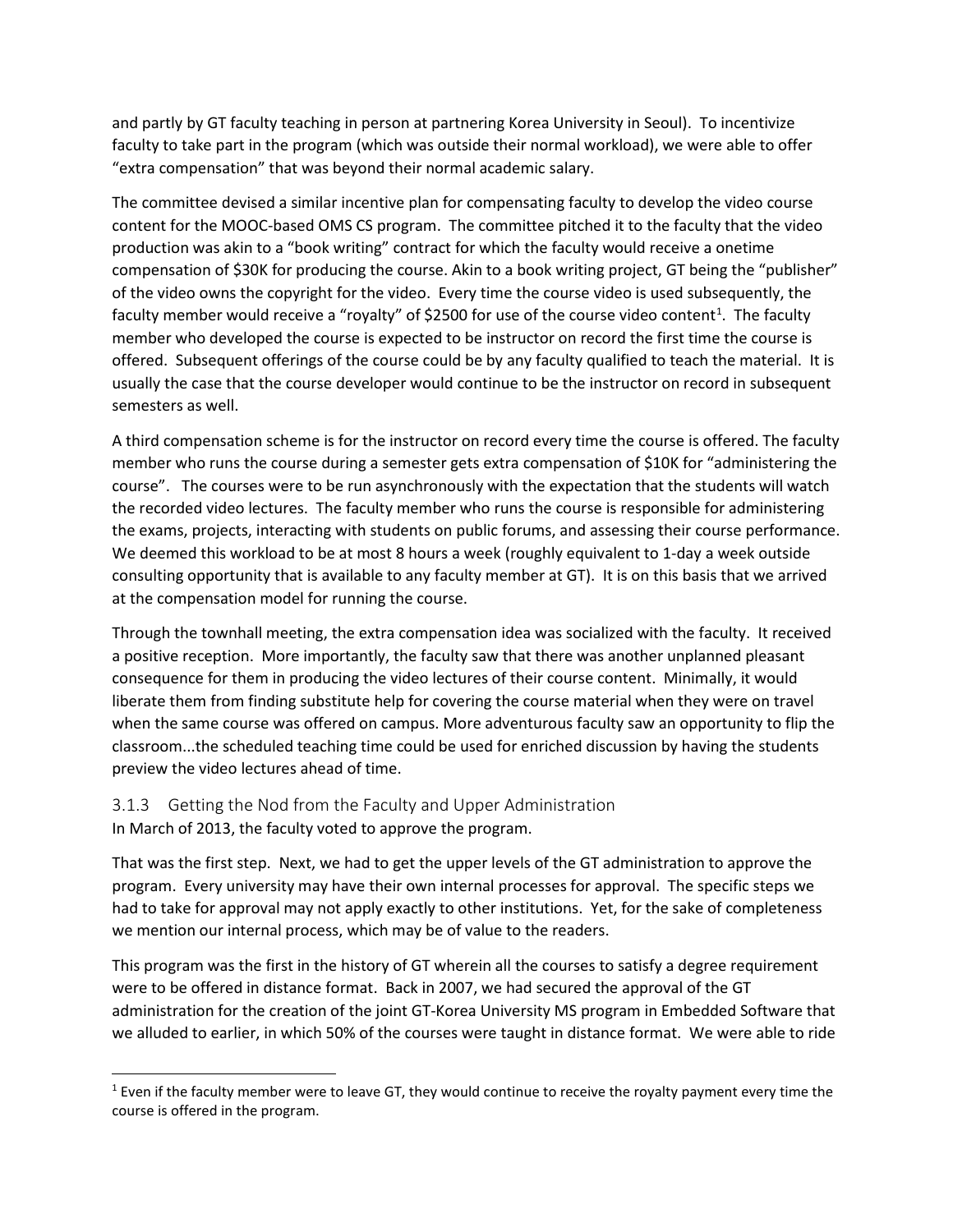and partly by GT faculty teaching in person at partnering Korea University in Seoul). To incentivize faculty to take part in the program (which was outside their normal workload), we were able to offer "extra compensation" that was beyond their normal academic salary.

The committee devised a similar incentive plan for compensating faculty to develop the video course content for the MOOC-based OMS CS program. The committee pitched it to the faculty that the video production was akin to a "book writing" contract for which the faculty would receive a onetime compensation of $30K for producing the course. Akin to a book writing project, GT being the "publisher" of the video owns the copyright for the video. Every time the course video is used subsequently, the faculty member would receive a "royalty" of $2500 for use of the course video content[1]. The faculty member who developed the course is expected to be instructor on record the first time the course is offered. Subsequent offerings of the course could be by any faculty qualified to teach the material. It is usually the case that the course developer would continue to be the instructor on record in subsequent semesters as well.

A third compensation scheme is for the instructor on record every time the course is offered. The faculty member who runs the course during a semester gets extra compensation of $10K for "administering the course". The courses were to be run asynchronously with the expectation that the students will watch the recorded video lectures. The faculty member who runs the course is responsible for administering the exams, projects, interacting with students on public forums, and assessing their course performance. We deemed this workload to be at most 8 hours a week (roughly equivalent to 1-day a week outside consulting opportunity that is available to any faculty member at GT). It is on this basis that we arrived at the compensation model for running the course.

Through the townhall meeting, the extra compensation idea was socialized with the faculty. It received a positive reception. More importantly, the faculty saw that there was another unplanned pleasant consequence for them in producing the video lectures of their course content. Minimally, it would liberate them from finding substitute help for covering the course material when they were on travel when the same course was offered on campus. More adventurous faculty saw an opportunity to flip the classroom...the scheduled teaching time could be used for enriched discussion by having the students preview the video lectures ahead of time.

### 3.1.3 Getting the Nod from the Faculty and Upper Administration

In March of 2013, the faculty voted to approve the program.

That was the first step. Next, we had to get the upper levels of the GT administration to approve the program. Every university may have their own internal processes for approval. The specific steps we had to take for approval may not apply exactly to other institutions. Yet, for the sake of completeness we mention our internal process, which may be of value to the readers.

This program was the first in the history of GT wherein all the courses to satisfy a degree requirement were to be offered in distance format. Back in 2007, we had secured the approval of the GT administration for the creation of the joint GT-Korea University MS program in Embedded Software that we alluded to earlier, in which 50% of the courses were taught in distance format. We were able to ride

[1] Even if the faculty member were to leave GT, they would continue to receive the royalty payment every time the course is offered in the program.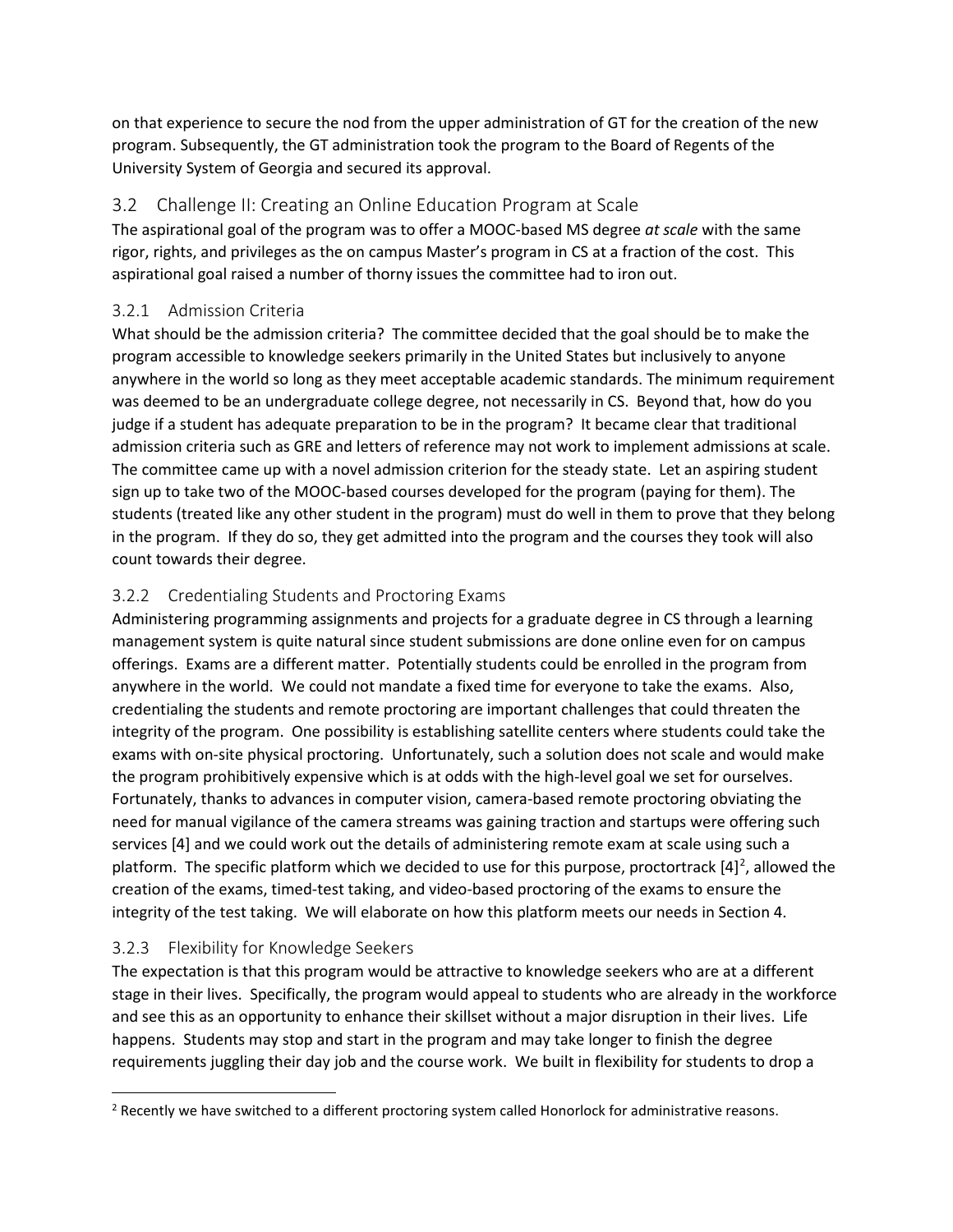on that experience to secure the nod from the upper administration of GT for the creation of the new program. Subsequently, the GT administration took the program to the Board of Regents of the University System of Georgia and secured its approval.

## 3.2 Challenge II: Creating an Online Education Program at Scale

The aspirational goal of the program was to offer a MOOC-based MS degree *at scale* with the same rigor, rights, and privileges as the on campus Master's program in CS at a fraction of the cost. This aspirational goal raised a number of thorny issues the committee had to iron out.

### 3.2.1 Admission Criteria

What should be the admission criteria? The committee decided that the goal should be to make the program accessible to knowledge seekers primarily in the United States but inclusively to anyone anywhere in the world so long as they meet acceptable academic standards. The minimum requirement was deemed to be an undergraduate college degree, not necessarily in CS. Beyond that, how do you judge if a student has adequate preparation to be in the program? It became clear that traditional admission criteria such as GRE and letters of reference may not work to implement admissions at scale. The committee came up with a novel admission criterion for the steady state. Let an aspiring student sign up to take two of the MOOC-based courses developed for the program (paying for them). The students (treated like any other student in the program) must do well in them to prove that they belong in the program. If they do so, they get admitted into the program and the courses they took will also count towards their degree.

### 3.2.2 Credentialing Students and Proctoring Exams

Administering programming assignments and projects for a graduate degree in CS through a learning management system is quite natural since student submissions are done online even for on campus offerings. Exams are a different matter. Potentially students could be enrolled in the program from anywhere in the world. We could not mandate a fixed time for everyone to take the exams. Also, credentialing the students and remote proctoring are important challenges that could threaten the integrity of the program. One possibility is establishing satellite centers where students could take the exams with on-site physical proctoring. Unfortunately, such a solution does not scale and would make the program prohibitively expensive which is at odds with the high-level goal we set for ourselves. Fortunately, thanks to advances in computer vision, camera-based remote proctoring obviating the need for manual vigilance of the camera streams was gaining traction and startups were offering such services [4] and we could work out the details of administering remote exam at scale using such a platform. The specific platform which we decided to use for this purpose, proctortrack [4][2], allowed the creation of the exams, timed-test taking, and video-based proctoring of the exams to ensure the integrity of the test taking. We will elaborate on how this platform meets our needs in Section 4.

### 3.2.3 Flexibility for Knowledge Seekers

The expectation is that this program would be attractive to knowledge seekers who are at a different stage in their lives. Specifically, the program would appeal to students who are already in the workforce and see this as an opportunity to enhance their skillset without a major disruption in their lives. Life happens. Students may stop and start in the program and may take longer to finish the degree requirements juggling their day job and the course work. We built in flexibility for students to drop a

[2] Recently we have switched to a different proctoring system called Honorlock for administrative reasons.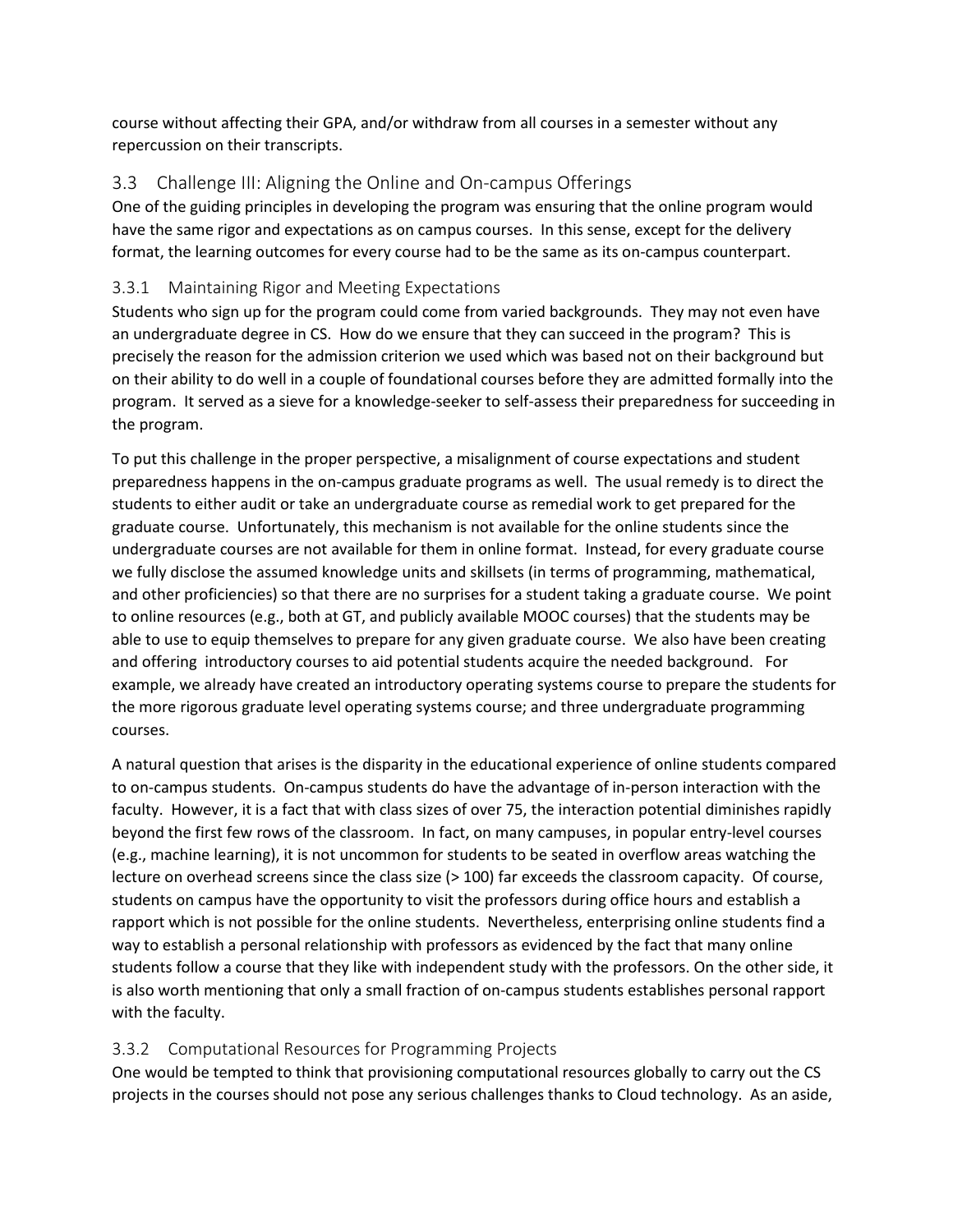course without affecting their GPA, and/or withdraw from all courses in a semester without any repercussion on their transcripts.

## 3.3 Challenge III: Aligning the Online and On-campus Offerings

One of the guiding principles in developing the program was ensuring that the online program would have the same rigor and expectations as on campus courses. In this sense, except for the delivery format, the learning outcomes for every course had to be the same as its on-campus counterpart.

### 3.3.1 Maintaining Rigor and Meeting Expectations

Students who sign up for the program could come from varied backgrounds. They may not even have an undergraduate degree in CS. How do we ensure that they can succeed in the program? This is precisely the reason for the admission criterion we used which was based not on their background but on their ability to do well in a couple of foundational courses before they are admitted formally into the program. It served as a sieve for a knowledge-seeker to self-assess their preparedness for succeeding in the program.

To put this challenge in the proper perspective, a misalignment of course expectations and student preparedness happens in the on-campus graduate programs as well. The usual remedy is to direct the students to either audit or take an undergraduate course as remedial work to get prepared for the graduate course. Unfortunately, this mechanism is not available for the online students since the undergraduate courses are not available for them in online format. Instead, for every graduate course we fully disclose the assumed knowledge units and skillsets (in terms of programming, mathematical, and other proficiencies) so that there are no surprises for a student taking a graduate course. We point to online resources (e.g., both at GT, and publicly available MOOC courses) that the students may be able to use to equip themselves to prepare for any given graduate course. We also have been creating and offering introductory courses to aid potential students acquire the needed background. For example, we already have created an introductory operating systems course to prepare the students for the more rigorous graduate level operating systems course; and three undergraduate programming courses.

A natural question that arises is the disparity in the educational experience of online students compared to on-campus students. On-campus students do have the advantage of in-person interaction with the faculty. However, it is a fact that with class sizes of over 75, the interaction potential diminishes rapidly beyond the first few rows of the classroom. In fact, on many campuses, in popular entry-level courses (e.g., machine learning), it is not uncommon for students to be seated in overflow areas watching the lecture on overhead screens since the class size (> 100) far exceeds the classroom capacity. Of course, students on campus have the opportunity to visit the professors during office hours and establish a rapport which is not possible for the online students. Nevertheless, enterprising online students find a way to establish a personal relationship with professors as evidenced by the fact that many online students follow a course that they like with independent study with the professors. On the other side, it is also worth mentioning that only a small fraction of on-campus students establishes personal rapport with the faculty.

### 3.3.2 Computational Resources for Programming Projects

One would be tempted to think that provisioning computational resources globally to carry out the CS projects in the courses should not pose any serious challenges thanks to Cloud technology. As an aside,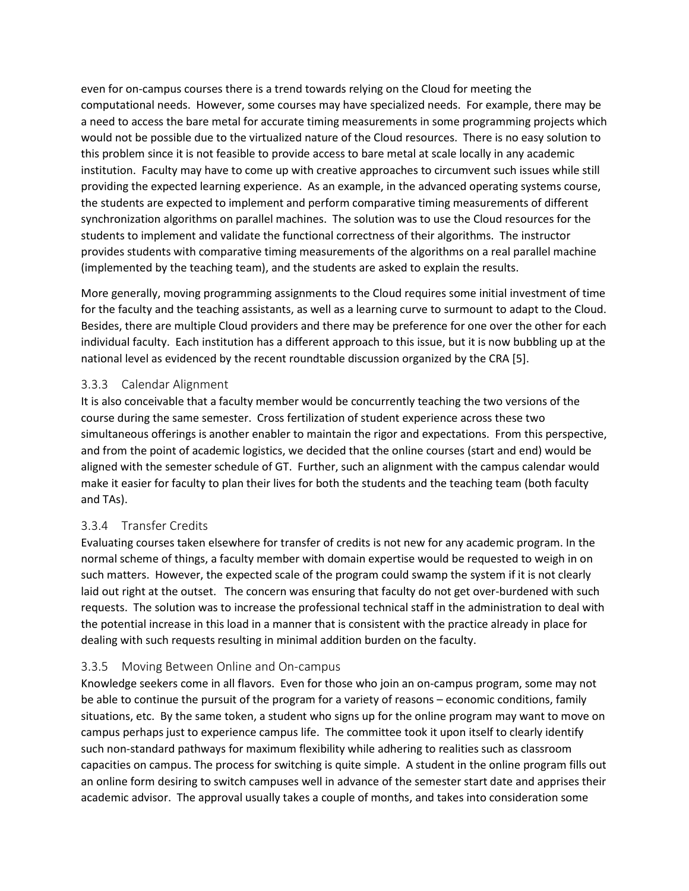even for on-campus courses there is a trend towards relying on the Cloud for meeting the computational needs. However, some courses may have specialized needs. For example, there may be a need to access the bare metal for accurate timing measurements in some programming projects which would not be possible due to the virtualized nature of the Cloud resources. There is no easy solution to this problem since it is not feasible to provide access to bare metal at scale locally in any academic institution. Faculty may have to come up with creative approaches to circumvent such issues while still providing the expected learning experience. As an example, in the advanced operating systems course, the students are expected to implement and perform comparative timing measurements of different synchronization algorithms on parallel machines. The solution was to use the Cloud resources for the students to implement and validate the functional correctness of their algorithms. The instructor provides students with comparative timing measurements of the algorithms on a real parallel machine (implemented by the teaching team), and the students are asked to explain the results.

More generally, moving programming assignments to the Cloud requires some initial investment of time for the faculty and the teaching assistants, as well as a learning curve to surmount to adapt to the Cloud. Besides, there are multiple Cloud providers and there may be preference for one over the other for each individual faculty. Each institution has a different approach to this issue, but it is now bubbling up at the national level as evidenced by the recent roundtable discussion organized by the CRA [5].

### 3.3.3 Calendar Alignment

It is also conceivable that a faculty member would be concurrently teaching the two versions of the course during the same semester. Cross fertilization of student experience across these two simultaneous offerings is another enabler to maintain the rigor and expectations. From this perspective, and from the point of academic logistics, we decided that the online courses (start and end) would be aligned with the semester schedule of GT. Further, such an alignment with the campus calendar would make it easier for faculty to plan their lives for both the students and the teaching team (both faculty and TAs).

### 3.3.4 Transfer Credits

Evaluating courses taken elsewhere for transfer of credits is not new for any academic program. In the normal scheme of things, a faculty member with domain expertise would be requested to weigh in on such matters. However, the expected scale of the program could swamp the system if it is not clearly laid out right at the outset. The concern was ensuring that faculty do not get over-burdened with such requests. The solution was to increase the professional technical staff in the administration to deal with the potential increase in this load in a manner that is consistent with the practice already in place for dealing with such requests resulting in minimal addition burden on the faculty.

### 3.3.5 Moving Between Online and On-campus

Knowledge seekers come in all flavors. Even for those who join an on-campus program, some may not be able to continue the pursuit of the program for a variety of reasons – economic conditions, family situations, etc. By the same token, a student who signs up for the online program may want to move on campus perhaps just to experience campus life. The committee took it upon itself to clearly identify such non-standard pathways for maximum flexibility while adhering to realities such as classroom capacities on campus. The process for switching is quite simple. A student in the online program fills out an online form desiring to switch campuses well in advance of the semester start date and apprises their academic advisor. The approval usually takes a couple of months, and takes into consideration some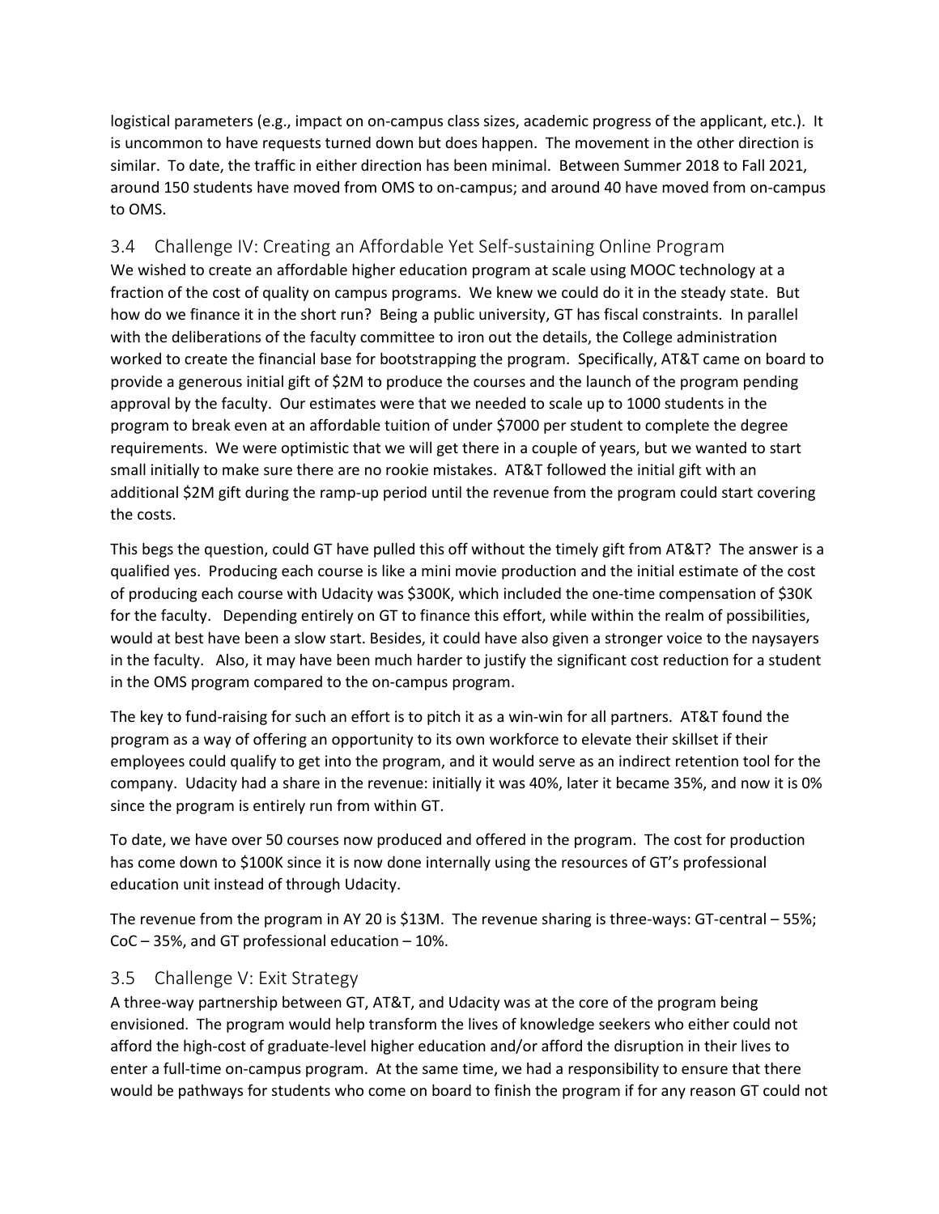logistical parameters (e.g., impact on on-campus class sizes, academic progress of the applicant, etc.). It is uncommon to have requests turned down but does happen. The movement in the other direction is similar. To date, the traffic in either direction has been minimal. Between Summer 2018 to Fall 2021, around 150 students have moved from OMS to on-campus; and around 40 have moved from on-campus to OMS.

## 3.4 Challenge IV: Creating an Affordable Yet Self-sustaining Online Program

We wished to create an affordable higher education program at scale using MOOC technology at a fraction of the cost of quality on campus programs. We knew we could do it in the steady state. But how do we finance it in the short run? Being a public university, GT has fiscal constraints. In parallel with the deliberations of the faculty committee to iron out the details, the College administration worked to create the financial base for bootstrapping the program. Specifically, AT&T came on board to provide a generous initial gift of $2M to produce the courses and the launch of the program pending approval by the faculty. Our estimates were that we needed to scale up to 1000 students in the program to break even at an affordable tuition of under $7000 per student to complete the degree requirements. We were optimistic that we will get there in a couple of years, but we wanted to start small initially to make sure there are no rookie mistakes. AT&T followed the initial gift with an additional $2M gift during the ramp-up period until the revenue from the program could start covering the costs.

This begs the question, could GT have pulled this off without the timely gift from AT&T? The answer is a qualified yes. Producing each course is like a mini movie production and the initial estimate of the cost of producing each course with Udacity was $300K, which included the one-time compensation of $30K for the faculty. Depending entirely on GT to finance this effort, while within the realm of possibilities, would at best have been a slow start. Besides, it could have also given a stronger voice to the naysayers in the faculty. Also, it may have been much harder to justify the significant cost reduction for a student in the OMS program compared to the on-campus program.

The key to fund-raising for such an effort is to pitch it as a win-win for all partners. AT&T found the program as a way of offering an opportunity to its own workforce to elevate their skillset if their employees could qualify to get into the program, and it would serve as an indirect retention tool for the company. Udacity had a share in the revenue: initially it was 40%, later it became 35%, and now it is 0% since the program is entirely run from within GT.

To date, we have over 50 courses now produced and offered in the program. The cost for production has come down to $100K since it is now done internally using the resources of GT's professional education unit instead of through Udacity.

The revenue from the program in AY 20 is $13M. The revenue sharing is three-ways: GT-central – 55%; CoC – 35%, and GT professional education – 10%.

## 3.5 Challenge V: Exit Strategy

A three-way partnership between GT, AT&T, and Udacity was at the core of the program being envisioned. The program would help transform the lives of knowledge seekers who either could not afford the high-cost of graduate-level higher education and/or afford the disruption in their lives to enter a full-time on-campus program. At the same time, we had a responsibility to ensure that there would be pathways for students who come on board to finish the program if for any reason GT could not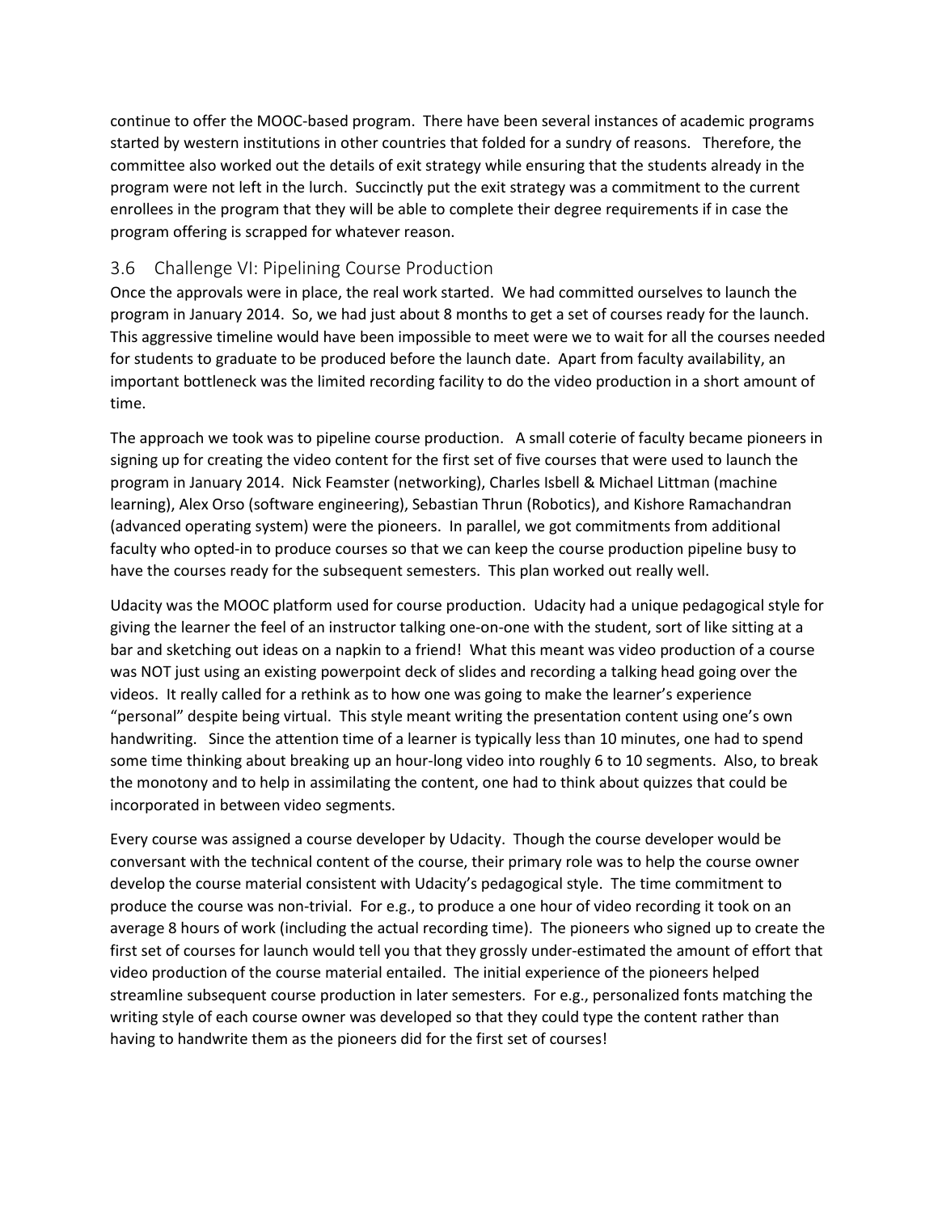continue to offer the MOOC-based program. There have been several instances of academic programs started by western institutions in other countries that folded for a sundry of reasons. Therefore, the committee also worked out the details of exit strategy while ensuring that the students already in the program were not left in the lurch. Succinctly put the exit strategy was a commitment to the current enrollees in the program that they will be able to complete their degree requirements if in case the program offering is scrapped for whatever reason.

### 3.6 Challenge VI: Pipelining Course Production

Once the approvals were in place, the real work started. We had committed ourselves to launch the program in January 2014. So, we had just about 8 months to get a set of courses ready for the launch. This aggressive timeline would have been impossible to meet were we to wait for all the courses needed for students to graduate to be produced before the launch date. Apart from faculty availability, an important bottleneck was the limited recording facility to do the video production in a short amount of time.

The approach we took was to pipeline course production. A small coterie of faculty became pioneers in signing up for creating the video content for the first set of five courses that were used to launch the program in January 2014. Nick Feamster (networking), Charles Isbell & Michael Littman (machine learning), Alex Orso (software engineering), Sebastian Thrun (Robotics), and Kishore Ramachandran (advanced operating system) were the pioneers. In parallel, we got commitments from additional faculty who opted-in to produce courses so that we can keep the course production pipeline busy to have the courses ready for the subsequent semesters. This plan worked out really well.

Udacity was the MOOC platform used for course production. Udacity had a unique pedagogical style for giving the learner the feel of an instructor talking one-on-one with the student, sort of like sitting at a bar and sketching out ideas on a napkin to a friend! What this meant was video production of a course was NOT just using an existing powerpoint deck of slides and recording a talking head going over the videos. It really called for a rethink as to how one was going to make the learner's experience "personal" despite being virtual. This style meant writing the presentation content using one's own handwriting. Since the attention time of a learner is typically less than 10 minutes, one had to spend some time thinking about breaking up an hour-long video into roughly 6 to 10 segments. Also, to break the monotony and to help in assimilating the content, one had to think about quizzes that could be incorporated in between video segments.

Every course was assigned a course developer by Udacity. Though the course developer would be conversant with the technical content of the course, their primary role was to help the course owner develop the course material consistent with Udacity's pedagogical style. The time commitment to produce the course was non-trivial. For e.g., to produce a one hour of video recording it took on an average 8 hours of work (including the actual recording time). The pioneers who signed up to create the first set of courses for launch would tell you that they grossly under-estimated the amount of effort that video production of the course material entailed. The initial experience of the pioneers helped streamline subsequent course production in later semesters. For e.g., personalized fonts matching the writing style of each course owner was developed so that they could type the content rather than having to handwrite them as the pioneers did for the first set of courses!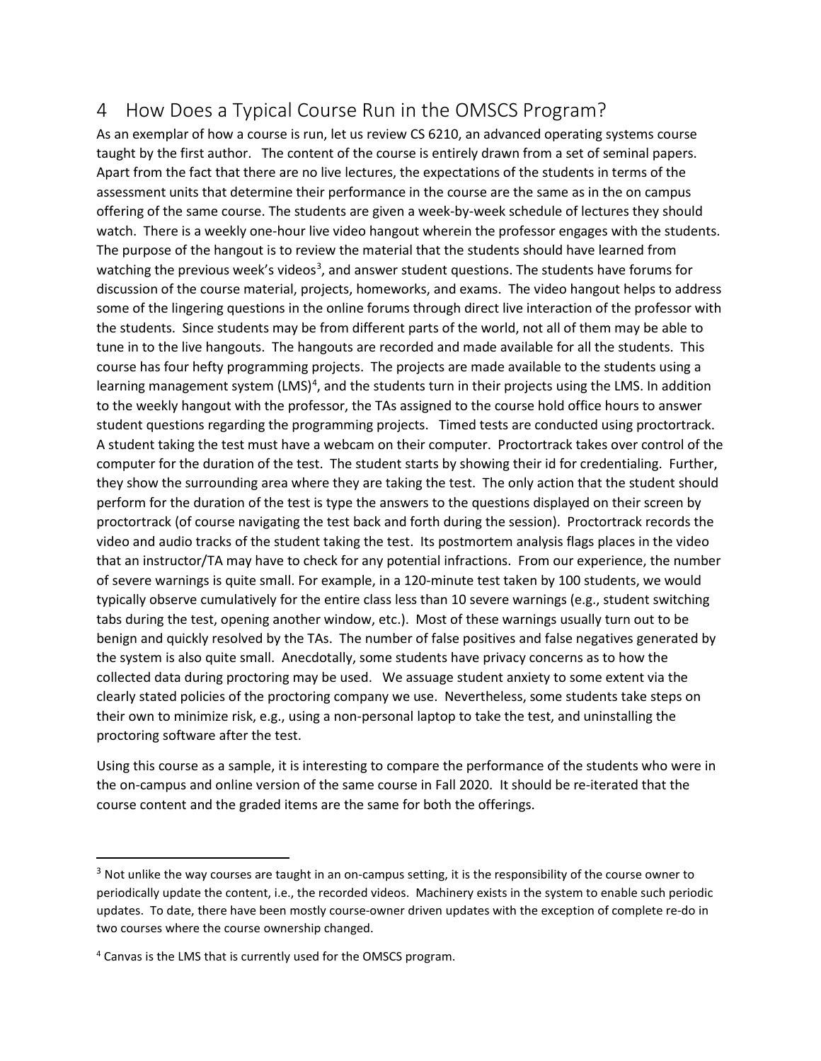# 4 How Does a Typical Course Run in the OMSCS Program?

As an exemplar of how a course is run, let us review CS 6210, an advanced operating systems course taught by the first author. The content of the course is entirely drawn from a set of seminal papers. Apart from the fact that there are no live lectures, the expectations of the students in terms of the assessment units that determine their performance in the course are the same as in the on campus offering of the same course. The students are given a week-by-week schedule of lectures they should watch. There is a weekly one-hour live video hangout wherein the professor engages with the students. The purpose of the hangout is to review the material that the students should have learned from watching the previous week's videos[3], and answer student questions. The students have forums for discussion of the course material, projects, homeworks, and exams. The video hangout helps to address some of the lingering questions in the online forums through direct live interaction of the professor with the students. Since students may be from different parts of the world, not all of them may be able to tune in to the live hangouts. The hangouts are recorded and made available for all the students. This course has four hefty programming projects. The projects are made available to the students using a learning management system (LMS)[4], and the students turn in their projects using the LMS. In addition to the weekly hangout with the professor, the TAs assigned to the course hold office hours to answer student questions regarding the programming projects. Timed tests are conducted using proctortrack. A student taking the test must have a webcam on their computer. Proctortrack takes over control of the computer for the duration of the test. The student starts by showing their id for credentialing. Further, they show the surrounding area where they are taking the test. The only action that the student should perform for the duration of the test is type the answers to the questions displayed on their screen by proctortrack (of course navigating the test back and forth during the session). Proctortrack records the video and audio tracks of the student taking the test. Its postmortem analysis flags places in the video that an instructor/TA may have to check for any potential infractions. From our experience, the number of severe warnings is quite small. For example, in a 120-minute test taken by 100 students, we would typically observe cumulatively for the entire class less than 10 severe warnings (e.g., student switching tabs during the test, opening another window, etc.). Most of these warnings usually turn out to be benign and quickly resolved by the TAs. The number of false positives and false negatives generated by the system is also quite small. Anecdotally, some students have privacy concerns as to how the collected data during proctoring may be used. We assuage student anxiety to some extent via the clearly stated policies of the proctoring company we use. Nevertheless, some students take steps on their own to minimize risk, e.g., using a non-personal laptop to take the test, and uninstalling the proctoring software after the test.

Using this course as a sample, it is interesting to compare the performance of the students who were in the on-campus and online version of the same course in Fall 2020. It should be re-iterated that the course content and the graded items are the same for both the offerings.

---

[3] Not unlike the way courses are taught in an on-campus setting, it is the responsibility of the course owner to periodically update the content, i.e., the recorded videos. Machinery exists in the system to enable such periodic updates. To date, there have been mostly course-owner driven updates with the exception of complete re-do in two courses where the course ownership changed.

[4] Canvas is the LMS that is currently used for the OMSCS program.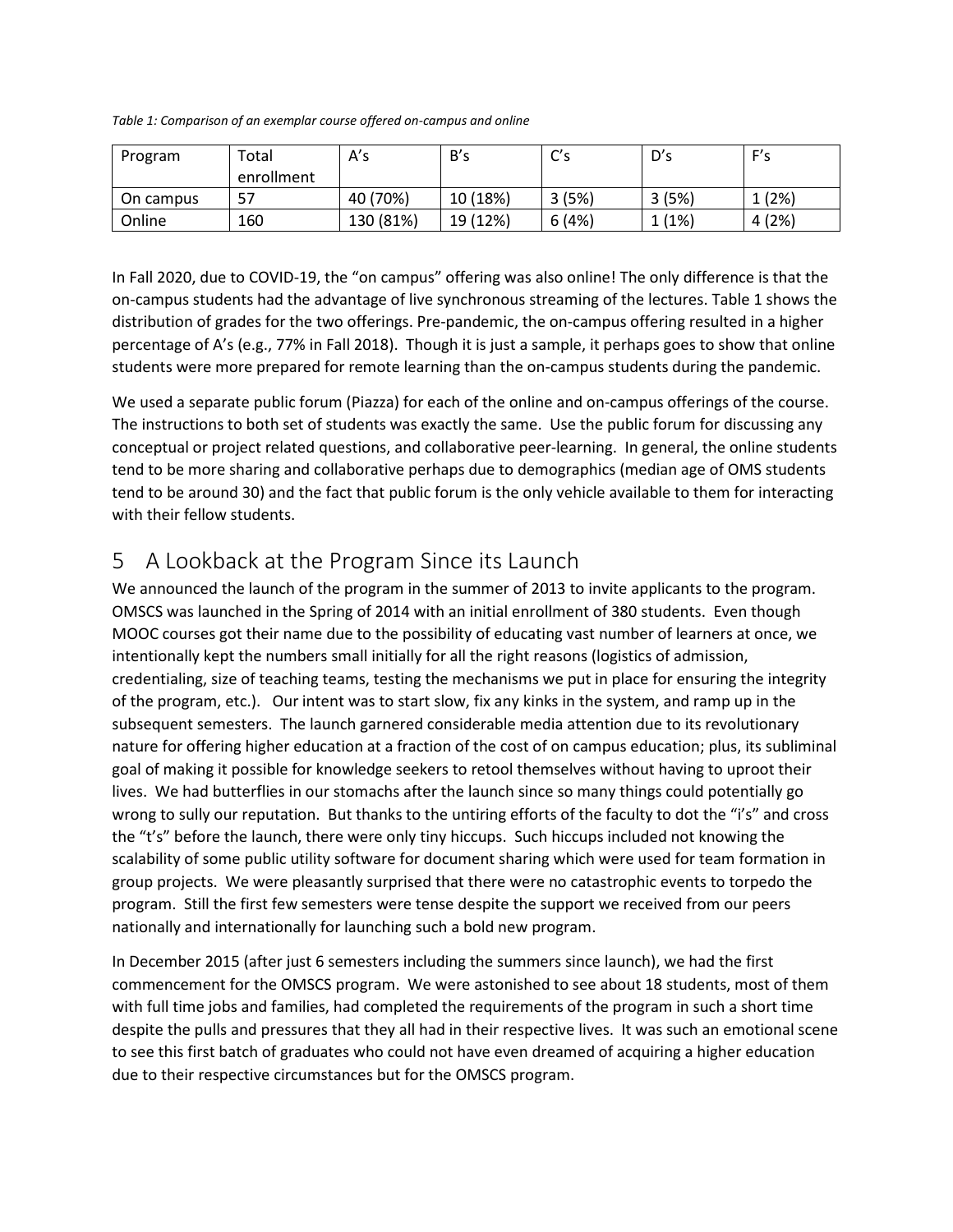*Table 1: Comparison of an exemplar course offered on-campus and online*

| Program | Total enrollment | A's | B's | C's | D's | F's |
|---|---|---|---|---|---|---|
| On campus | 57 | 40 (70%) | 10 (18%) | 3 (5%) | 3 (5%) | 1 (2%) |
| Online | 160 | 130 (81%) | 19 (12%) | 6 (4%) | 1 (1%) | 4 (2%) |

In Fall 2020, due to COVID-19, the "on campus" offering was also online! The only difference is that the on-campus students had the advantage of live synchronous streaming of the lectures. Table 1 shows the distribution of grades for the two offerings. Pre-pandemic, the on-campus offering resulted in a higher percentage of A's (e.g., 77% in Fall 2018). Though it is just a sample, it perhaps goes to show that online students were more prepared for remote learning than the on-campus students during the pandemic.

We used a separate public forum (Piazza) for each of the online and on-campus offerings of the course. The instructions to both set of students was exactly the same. Use the public forum for discussing any conceptual or project related questions, and collaborative peer-learning. In general, the online students tend to be more sharing and collaborative perhaps due to demographics (median age of OMS students tend to be around 30) and the fact that public forum is the only vehicle available to them for interacting with their fellow students.

# 5 A Lookback at the Program Since its Launch

We announced the launch of the program in the summer of 2013 to invite applicants to the program. OMSCS was launched in the Spring of 2014 with an initial enrollment of 380 students. Even though MOOC courses got their name due to the possibility of educating vast number of learners at once, we intentionally kept the numbers small initially for all the right reasons (logistics of admission, credentialing, size of teaching teams, testing the mechanisms we put in place for ensuring the integrity of the program, etc.). Our intent was to start slow, fix any kinks in the system, and ramp up in the subsequent semesters. The launch garnered considerable media attention due to its revolutionary nature for offering higher education at a fraction of the cost of on campus education; plus, its subliminal goal of making it possible for knowledge seekers to retool themselves without having to uproot their lives. We had butterflies in our stomachs after the launch since so many things could potentially go wrong to sully our reputation. But thanks to the untiring efforts of the faculty to dot the "i's" and cross the "t's" before the launch, there were only tiny hiccups. Such hiccups included not knowing the scalability of some public utility software for document sharing which were used for team formation in group projects. We were pleasantly surprised that there were no catastrophic events to torpedo the program. Still the first few semesters were tense despite the support we received from our peers nationally and internationally for launching such a bold new program.

In December 2015 (after just 6 semesters including the summers since launch), we had the first commencement for the OMSCS program. We were astonished to see about 18 students, most of them with full time jobs and families, had completed the requirements of the program in such a short time despite the pulls and pressures that they all had in their respective lives. It was such an emotional scene to see this first batch of graduates who could not have even dreamed of acquiring a higher education due to their respective circumstances but for the OMSCS program.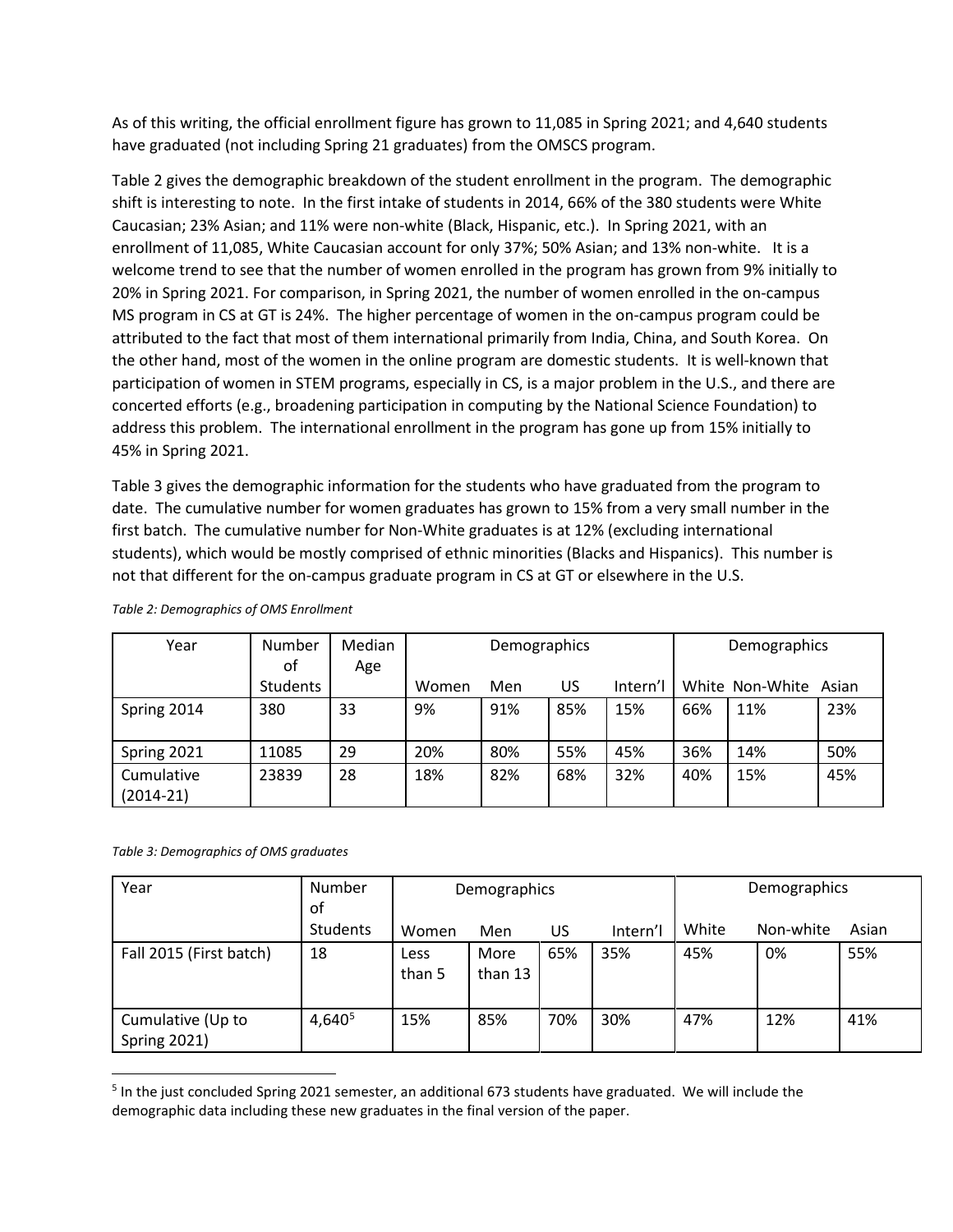As of this writing, the official enrollment figure has grown to 11,085 in Spring 2021; and 4,640 students have graduated (not including Spring 21 graduates) from the OMSCS program.

Table 2 gives the demographic breakdown of the student enrollment in the program. The demographic shift is interesting to note. In the first intake of students in 2014, 66% of the 380 students were White Caucasian; 23% Asian; and 11% were non-white (Black, Hispanic, etc.). In Spring 2021, with an enrollment of 11,085, White Caucasian account for only 37%; 50% Asian; and 13% non-white. It is a welcome trend to see that the number of women enrolled in the program has grown from 9% initially to 20% in Spring 2021. For comparison, in Spring 2021, the number of women enrolled in the on-campus MS program in CS at GT is 24%. The higher percentage of women in the on-campus program could be attributed to the fact that most of them international primarily from India, China, and South Korea. On the other hand, most of the women in the online program are domestic students. It is well-known that participation of women in STEM programs, especially in CS, is a major problem in the U.S., and there are concerted efforts (e.g., broadening participation in computing by the National Science Foundation) to address this problem. The international enrollment in the program has gone up from 15% initially to 45% in Spring 2021.

Table 3 gives the demographic information for the students who have graduated from the program to date. The cumulative number for women graduates has grown to 15% from a very small number in the first batch. The cumulative number for Non-White graduates is at 12% (excluding international students), which would be mostly comprised of ethnic minorities (Blacks and Hispanics). This number is not that different for the on-campus graduate program in CS at GT or elsewhere in the U.S.

*Table 2: Demographics of OMS Enrollment*

| Year | Number of Students | Median Age | Demographics | | | | Demographics | | |
|---|---|---|---|---|---|---|---|---|---|
| | | | Women | Men | US | Intern'l | White | Non-White | Asian |
| Spring 2014 | 380 | 33 | 9% | 91% | 85% | 15% | 66% | 11% | 23% |
| Spring 2021 | 11085 | 29 | 20% | 80% | 55% | 45% | 36% | 14% | 50% |
| Cumulative (2014-21) | 23839 | 28 | 18% | 82% | 68% | 32% | 40% | 15% | 45% |

*Table 3: Demographics of OMS graduates*

| Year | Number of Students | Demographics | | | | Demographics | | |
|---|---|---|---|---|---|---|---|---|
| | | Women | Men | US | Intern'l | White | Non-white | Asian |
| Fall 2015 (First batch) | 18 | Less than 5 | More than 13 | 65% | 35% | 45% | 0% | 55% |
| Cumulative (Up to Spring 2021) | 4,640[5] | 15% | 85% | 70% | 30% | 47% | 12% | 41% |

[5] In the just concluded Spring 2021 semester, an additional 673 students have graduated. We will include the demographic data including these new graduates in the final version of the paper.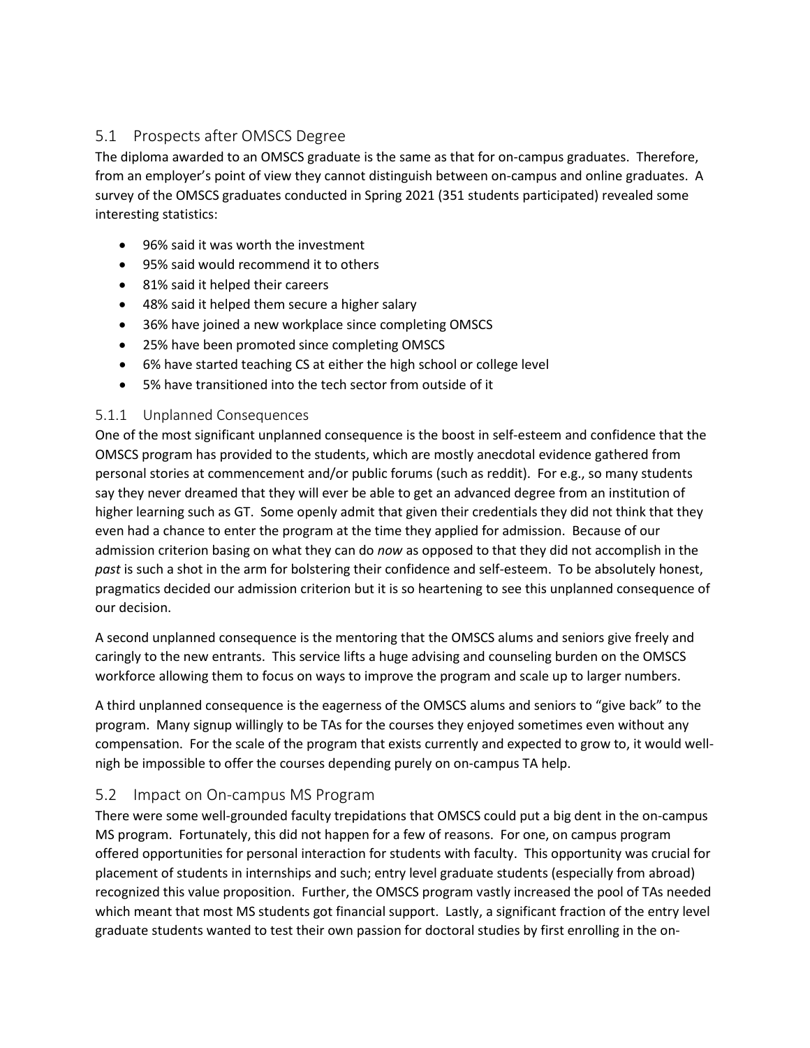## 5.1 Prospects after OMSCS Degree

The diploma awarded to an OMSCS graduate is the same as that for on-campus graduates. Therefore, from an employer's point of view they cannot distinguish between on-campus and online graduates. A survey of the OMSCS graduates conducted in Spring 2021 (351 students participated) revealed some interesting statistics:

- 96% said it was worth the investment
- 95% said would recommend it to others
- 81% said it helped their careers
- 48% said it helped them secure a higher salary
- 36% have joined a new workplace since completing OMSCS
- 25% have been promoted since completing OMSCS
- 6% have started teaching CS at either the high school or college level
- 5% have transitioned into the tech sector from outside of it

### 5.1.1 Unplanned Consequences

One of the most significant unplanned consequence is the boost in self-esteem and confidence that the OMSCS program has provided to the students, which are mostly anecdotal evidence gathered from personal stories at commencement and/or public forums (such as reddit). For e.g., so many students say they never dreamed that they will ever be able to get an advanced degree from an institution of higher learning such as GT. Some openly admit that given their credentials they did not think that they even had a chance to enter the program at the time they applied for admission. Because of our admission criterion basing on what they can do *now* as opposed to that they did not accomplish in the *past* is such a shot in the arm for bolstering their confidence and self-esteem. To be absolutely honest, pragmatics decided our admission criterion but it is so heartening to see this unplanned consequence of our decision.

A second unplanned consequence is the mentoring that the OMSCS alums and seniors give freely and caringly to the new entrants. This service lifts a huge advising and counseling burden on the OMSCS workforce allowing them to focus on ways to improve the program and scale up to larger numbers.

A third unplanned consequence is the eagerness of the OMSCS alums and seniors to "give back" to the program. Many signup willingly to be TAs for the courses they enjoyed sometimes even without any compensation. For the scale of the program that exists currently and expected to grow to, it would well-nigh be impossible to offer the courses depending purely on on-campus TA help.

## 5.2 Impact on On-campus MS Program

There were some well-grounded faculty trepidations that OMSCS could put a big dent in the on-campus MS program. Fortunately, this did not happen for a few of reasons. For one, on campus program offered opportunities for personal interaction for students with faculty. This opportunity was crucial for placement of students in internships and such; entry level graduate students (especially from abroad) recognized this value proposition. Further, the OMSCS program vastly increased the pool of TAs needed which meant that most MS students got financial support. Lastly, a significant fraction of the entry level graduate students wanted to test their own passion for doctoral studies by first enrolling in the on-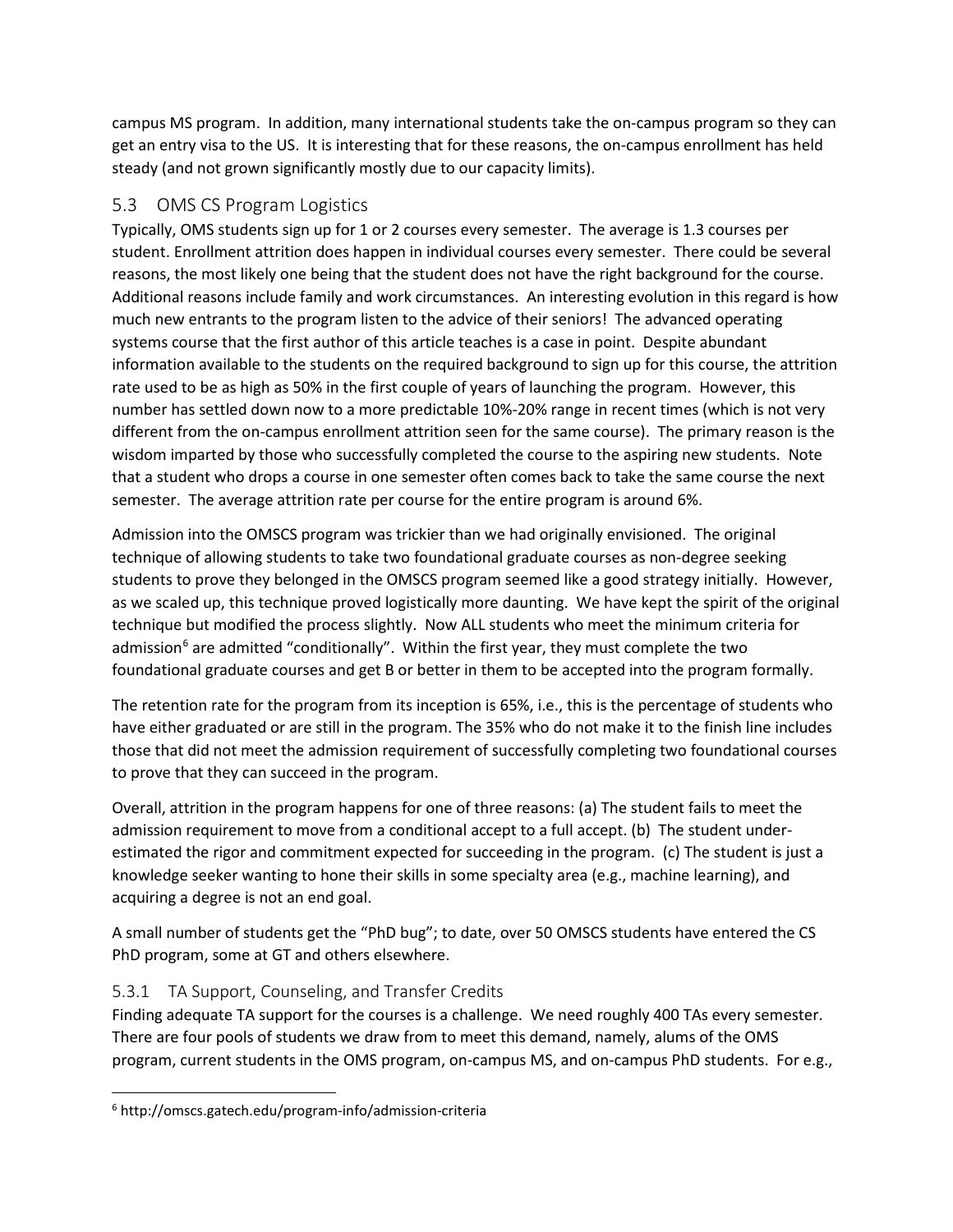campus MS program. In addition, many international students take the on-campus program so they can get an entry visa to the US. It is interesting that for these reasons, the on-campus enrollment has held steady (and not grown significantly mostly due to our capacity limits).

## 5.3 OMS CS Program Logistics

Typically, OMS students sign up for 1 or 2 courses every semester. The average is 1.3 courses per student. Enrollment attrition does happen in individual courses every semester. There could be several reasons, the most likely one being that the student does not have the right background for the course. Additional reasons include family and work circumstances. An interesting evolution in this regard is how much new entrants to the program listen to the advice of their seniors! The advanced operating systems course that the first author of this article teaches is a case in point. Despite abundant information available to the students on the required background to sign up for this course, the attrition rate used to be as high as 50% in the first couple of years of launching the program. However, this number has settled down now to a more predictable 10%-20% range in recent times (which is not very different from the on-campus enrollment attrition seen for the same course). The primary reason is the wisdom imparted by those who successfully completed the course to the aspiring new students. Note that a student who drops a course in one semester often comes back to take the same course the next semester. The average attrition rate per course for the entire program is around 6%.

Admission into the OMSCS program was trickier than we had originally envisioned. The original technique of allowing students to take two foundational graduate courses as non-degree seeking students to prove they belonged in the OMSCS program seemed like a good strategy initially. However, as we scaled up, this technique proved logistically more daunting. We have kept the spirit of the original technique but modified the process slightly. Now ALL students who meet the minimum criteria for admission[6] are admitted "conditionally". Within the first year, they must complete the two foundational graduate courses and get B or better in them to be accepted into the program formally.

The retention rate for the program from its inception is 65%, i.e., this is the percentage of students who have either graduated or are still in the program. The 35% who do not make it to the finish line includes those that did not meet the admission requirement of successfully completing two foundational courses to prove that they can succeed in the program.

Overall, attrition in the program happens for one of three reasons: (a) The student fails to meet the admission requirement to move from a conditional accept to a full accept. (b) The student under-estimated the rigor and commitment expected for succeeding in the program. (c) The student is just a knowledge seeker wanting to hone their skills in some specialty area (e.g., machine learning), and acquiring a degree is not an end goal.

A small number of students get the "PhD bug"; to date, over 50 OMSCS students have entered the CS PhD program, some at GT and others elsewhere.

### 5.3.1 TA Support, Counseling, and Transfer Credits

Finding adequate TA support for the courses is a challenge. We need roughly 400 TAs every semester. There are four pools of students we draw from to meet this demand, namely, alums of the OMS program, current students in the OMS program, on-campus MS, and on-campus PhD students. For e.g.,

[6] http://omscs.gatech.edu/program-info/admission-criteria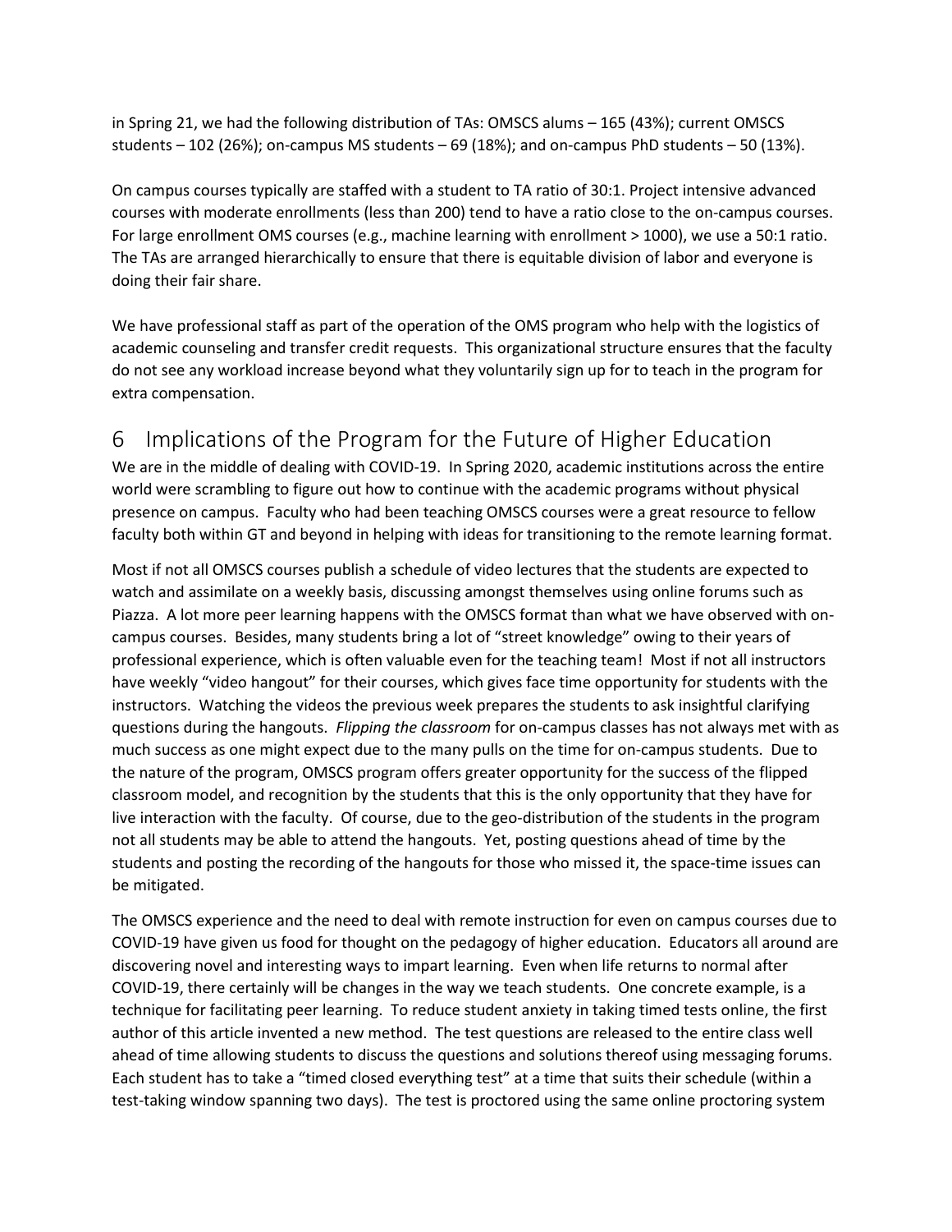in Spring 21, we had the following distribution of TAs: OMSCS alums – 165 (43%); current OMSCS students – 102 (26%); on-campus MS students – 69 (18%); and on-campus PhD students – 50 (13%).

On campus courses typically are staffed with a student to TA ratio of 30:1. Project intensive advanced courses with moderate enrollments (less than 200) tend to have a ratio close to the on-campus courses. For large enrollment OMS courses (e.g., machine learning with enrollment > 1000), we use a 50:1 ratio. The TAs are arranged hierarchically to ensure that there is equitable division of labor and everyone is doing their fair share.

We have professional staff as part of the operation of the OMS program who help with the logistics of academic counseling and transfer credit requests. This organizational structure ensures that the faculty do not see any workload increase beyond what they voluntarily sign up for to teach in the program for extra compensation.

# 6 Implications of the Program for the Future of Higher Education

We are in the middle of dealing with COVID-19. In Spring 2020, academic institutions across the entire world were scrambling to figure out how to continue with the academic programs without physical presence on campus. Faculty who had been teaching OMSCS courses were a great resource to fellow faculty both within GT and beyond in helping with ideas for transitioning to the remote learning format.

Most if not all OMSCS courses publish a schedule of video lectures that the students are expected to watch and assimilate on a weekly basis, discussing amongst themselves using online forums such as Piazza. A lot more peer learning happens with the OMSCS format than what we have observed with on-campus courses. Besides, many students bring a lot of "street knowledge" owing to their years of professional experience, which is often valuable even for the teaching team! Most if not all instructors have weekly "video hangout" for their courses, which gives face time opportunity for students with the instructors. Watching the videos the previous week prepares the students to ask insightful clarifying questions during the hangouts. *Flipping the classroom* for on-campus classes has not always met with as much success as one might expect due to the many pulls on the time for on-campus students. Due to the nature of the program, OMSCS program offers greater opportunity for the success of the flipped classroom model, and recognition by the students that this is the only opportunity that they have for live interaction with the faculty. Of course, due to the geo-distribution of the students in the program not all students may be able to attend the hangouts. Yet, posting questions ahead of time by the students and posting the recording of the hangouts for those who missed it, the space-time issues can be mitigated.

The OMSCS experience and the need to deal with remote instruction for even on campus courses due to COVID-19 have given us food for thought on the pedagogy of higher education. Educators all around are discovering novel and interesting ways to impart learning. Even when life returns to normal after COVID-19, there certainly will be changes in the way we teach students. One concrete example, is a technique for facilitating peer learning. To reduce student anxiety in taking timed tests online, the first author of this article invented a new method. The test questions are released to the entire class well ahead of time allowing students to discuss the questions and solutions thereof using messaging forums. Each student has to take a "timed closed everything test" at a time that suits their schedule (within a test-taking window spanning two days). The test is proctored using the same online proctoring system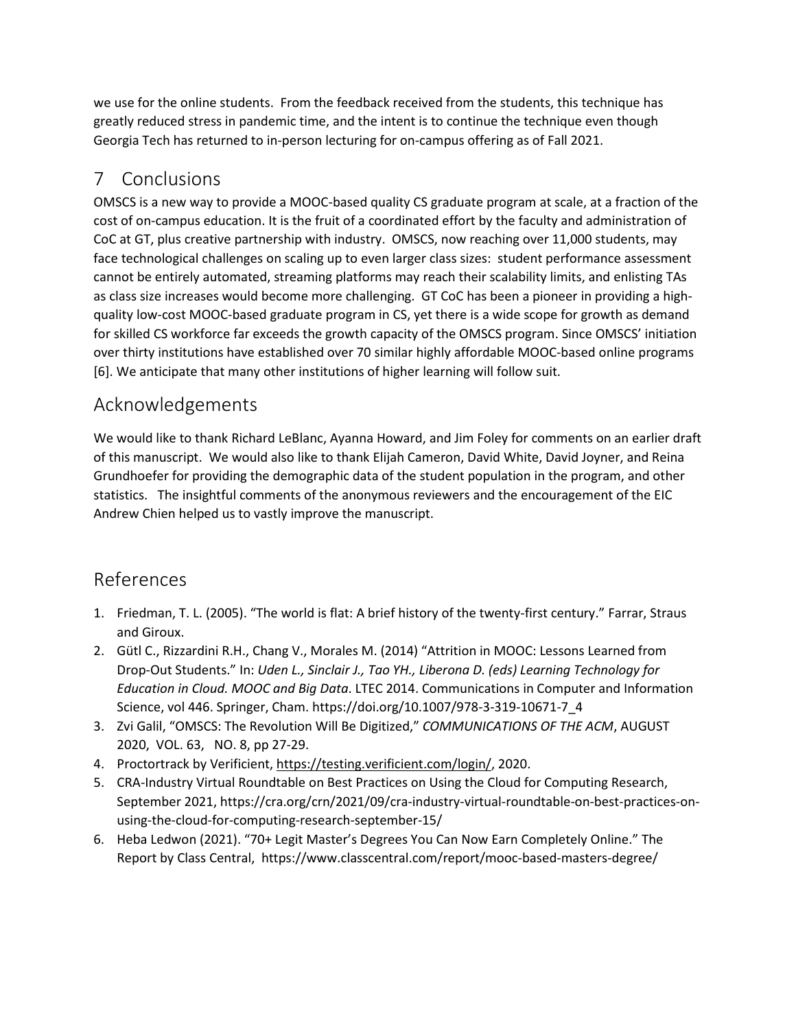we use for the online students. From the feedback received from the students, this technique has greatly reduced stress in pandemic time, and the intent is to continue the technique even though Georgia Tech has returned to in-person lecturing for on-campus offering as of Fall 2021.

## 7 Conclusions

OMSCS is a new way to provide a MOOC-based quality CS graduate program at scale, at a fraction of the cost of on-campus education. It is the fruit of a coordinated effort by the faculty and administration of CoC at GT, plus creative partnership with industry. OMSCS, now reaching over 11,000 students, may face technological challenges on scaling up to even larger class sizes: student performance assessment cannot be entirely automated, streaming platforms may reach their scalability limits, and enlisting TAs as class size increases would become more challenging. GT CoC has been a pioneer in providing a high-quality low-cost MOOC-based graduate program in CS, yet there is a wide scope for growth as demand for skilled CS workforce far exceeds the growth capacity of the OMSCS program. Since OMSCS' initiation over thirty institutions have established over 70 similar highly affordable MOOC-based online programs [6]. We anticipate that many other institutions of higher learning will follow suit.

## Acknowledgements

We would like to thank Richard LeBlanc, Ayanna Howard, and Jim Foley for comments on an earlier draft of this manuscript. We would also like to thank Elijah Cameron, David White, David Joyner, and Reina Grundhoefer for providing the demographic data of the student population in the program, and other statistics. The insightful comments of the anonymous reviewers and the encouragement of the EIC Andrew Chien helped us to vastly improve the manuscript.

## References

1. Friedman, T. L. (2005). "The world is flat: A brief history of the twenty-first century." Farrar, Straus and Giroux.
2. Gütl C., Rizzardini R.H., Chang V., Morales M. (2014) "Attrition in MOOC: Lessons Learned from Drop-Out Students." In: *Uden L., Sinclair J., Tao YH., Liberona D. (eds) Learning Technology for Education in Cloud. MOOC and Big Data*. LTEC 2014. Communications in Computer and Information Science, vol 446. Springer, Cham. https://doi.org/10.1007/978-3-319-10671-7_4
3. Zvi Galil, "OMSCS: The Revolution Will Be Digitized," *COMMUNICATIONS OF THE ACM*, AUGUST 2020, VOL. 63, NO. 8, pp 27-29.
4. Proctortrack by Verificient, https://testing.verificient.com/login/, 2020.
5. CRA-Industry Virtual Roundtable on Best Practices on Using the Cloud for Computing Research, September 2021, https://cra.org/crn/2021/09/cra-industry-virtual-roundtable-on-best-practices-on-using-the-cloud-for-computing-research-september-15/
6. Heba Ledwon (2021). "70+ Legit Master's Degrees You Can Now Earn Completely Online." The Report by Class Central, https://www.classcentral.com/report/mooc-based-masters-degree/